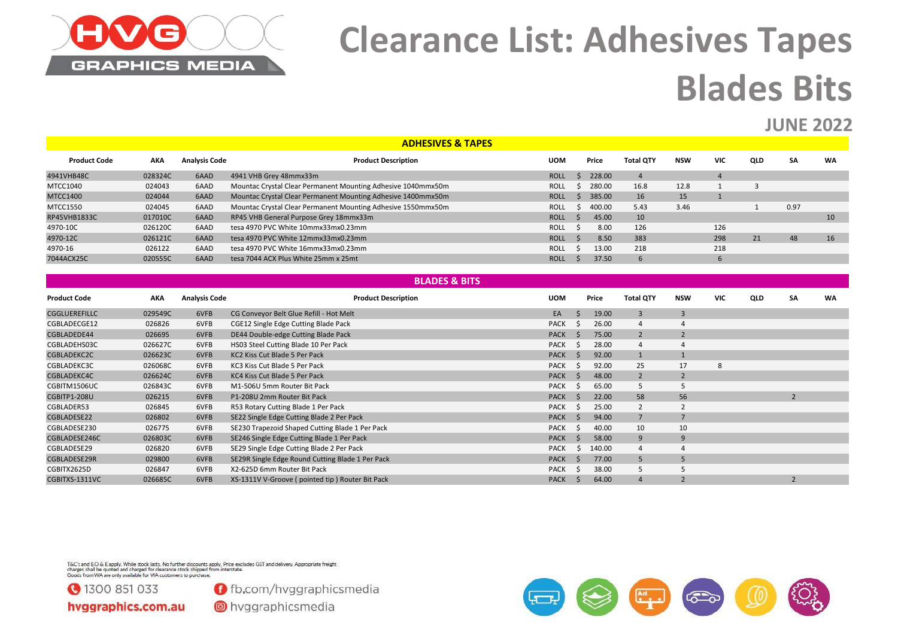# Clearance List: Adhesives Tapes Blades Bits

## JUNE 2022

## ADHESIVES & TAPES

| Product Code | AKA | Analysis Code | Product Description | UOM | Price | Total QTY | NSW | VIC | QLD | SA | WA |
|---|---|---|---|---|---|---|---|---|---|---|---|
| 4941VHB48C | 028324C | 6AAD | 4941 VHB Grey 48mmx33m | ROLL | $ 228.00 | 4 | | 4 | | | |
| MTCC1040 | 024043 | 6AAD | Mountac Crystal Clear Permanent Mounting Adhesive 1040mmx50m | ROLL | $ 280.00 | 16.8 | 12.8 | 1 | 3 | | |
| MTCC1400 | 024044 | 6AAD | Mountac Crystal Clear Permanent Mounting Adhesive 1400mmx50m | ROLL | $ 385.00 | 16 | 15 | 1 | | | |
| MTCC1550 | 024045 | 6AAD | Mountac Crystal Clear Permanent Mounting Adhesive 1550mmx50m | ROLL | $ 400.00 | 5.43 | 3.46 | | 1 | 0.97 | |
| RP45VHB1833C | 017010C | 6AAD | RP45 VHB General Purpose Grey 18mmx33m | ROLL | $ 45.00 | 10 | | | | | 10 |
| 4970-10C | 026120C | 6AAD | tesa 4970 PVC White 10mmx33mx0.23mm | ROLL | $ 8.00 | 126 | | 126 | | | |
| 4970-12C | 026121C | 6AAD | tesa 4970 PVC White 12mmx33mx0.23mm | ROLL | $ 8.50 | 383 | | 298 | 21 | 48 | 16 |
| 4970-16 | 026122 | 6AAD | tesa 4970 PVC White 16mmx33mx0.23mm | ROLL | $ 13.00 | 218 | | 218 | | | |
| 7044ACX25C | 020555C | 6AAD | tesa 7044 ACX Plus White 25mm x 25mt | ROLL | $ 37.50 | 6 | | 6 | | | |

## BLADES & BITS

| Product Code | AKA | Analysis Code | Product Description | UOM | Price | Total QTY | NSW | VIC | QLD | SA | WA |
|---|---|---|---|---|---|---|---|---|---|---|---|
| CGGLUEREFILLC | 029549C | 6VFB | CG Conveyor Belt Glue Refill - Hot Melt | EA | $ 19.00 | 3 | 3 | | | | |
| CGBLADECGE12 | 026826 | 6VFB | CGE12 Single Edge Cutting Blade Pack | PACK | $ 26.00 | 4 | 4 | | | | |
| CGBLADEDE44 | 026695 | 6VFB | DE44 Double-edge Cutting Blade Pack | PACK | $ 75.00 | 2 | 2 | | | | |
| CGBLADEHS03C | 026627C | 6VFB | HS03 Steel Cutting Blade 10 Per Pack | PACK | $ 28.00 | 4 | 4 | | | | |
| CGBLADEKC2C | 026623C | 6VFB | KC2 Kiss Cut Blade 5 Per Pack | PACK | $ 92.00 | 1 | 1 | | | | |
| CGBLADEKC3C | 026068C | 6VFB | KC3 Kiss Cut Blade 5 Per Pack | PACK | $ 92.00 | 25 | 17 | 8 | | | |
| CGBLADEKC4C | 026624C | 6VFB | KC4 Kiss Cut Blade 5 Per Pack | PACK | $ 48.00 | 2 | 2 | | | | |
| CGBITM1506UC | 026843C | 6VFB | M1-506U 5mm Router Bit Pack | PACK | $ 65.00 | 5 | 5 | | | | |
| CGBITP1-208U | 026215 | 6VFB | P1-208U 2mm Router Bit Pack | PACK | $ 22.00 | 58 | 56 | | | 2 | |
| CGBLADER53 | 026845 | 6VFB | R53 Rotary Cutting Blade 1 Per Pack | PACK | $ 25.00 | 2 | 2 | | | | |
| CGBLADESE22 | 026802 | 6VFB | SE22 Single Edge Cutting Blade 2 Per Pack | PACK | $ 94.00 | 7 | 7 | | | | |
| CGBLADESE230 | 026775 | 6VFB | SE230 Trapezoid Shaped Cutting Blade 1 Per Pack | PACK | $ 40.00 | 10 | 10 | | | | |
| CGBLADESE246C | 026803C | 6VFB | SE246 Single Edge Cutting Blade 1 Per Pack | PACK | $ 58.00 | 9 | 9 | | | | |
| CGBLADESE29 | 026820 | 6VFB | SE29 Single Edge Cutting Blade 2 Per Pack | PACK | $ 140.00 | 4 | 4 | | | | |
| CGBLADESE29R | 029800 | 6VFB | SE29R Single Edge Round Cutting Blade 1 Per Pack | PACK | $ 77.00 | 5 | 5 | | | | |
| CGBITX2625D | 026847 | 6VFB | X2-625D 6mm Router Bit Pack | PACK | $ 38.00 | 5 | 5 | | | | |
| CGBITXS-1311VC | 026685C | 6VFB | XS-1311V V-Groove ( pointed tip ) Router Bit Pack | PACK | $ 64.00 | 4 | 2 | | | 2 | |

T&C's and EO & E apply. While stock lasts. No further discounts apply. Price excludes GST and delivery. Appropriate freight charges shall be quoted and charged for clearance stock shipped from interstate.
Goods from WA are only available for WA customers to purchase.

1300 851 033
hvggraphics.com.au
fb.com/hvggraphicsmedia
hvggraphicsmedia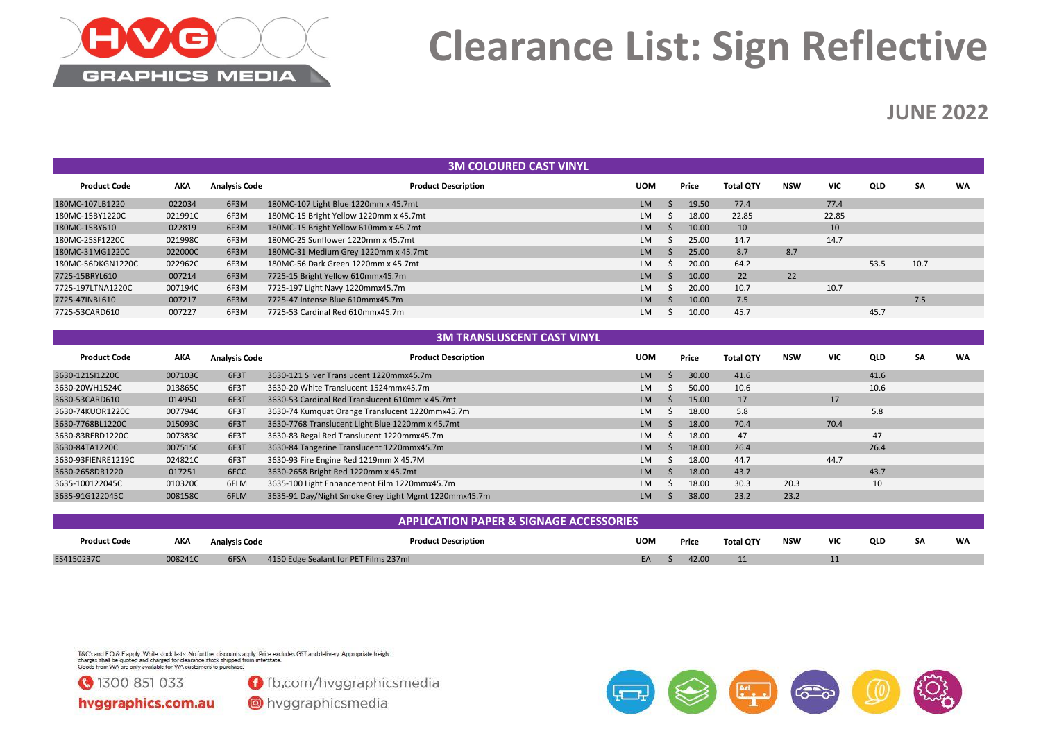# Clearance List: Sign Reflective

## JUNE 2022

| 3M COLOURED CAST VINYL | | | | | | | | | | | |
|---|---|---|---|---|---|---|---|---|---|---|---|
| **Product Code** | **AKA** | **Analysis Code** | **Product Description** | **UOM** | **Price** | **Total QTY** | **NSW** | **VIC** | **QLD** | **SA** | **WA** |
| 180MC-107LB1220 | 022034 | 6F3M | 180MC-107 Light Blue 1220mm x 45.7mt | LM | $ 19.50 | 77.4 | | 77.4 | | | |
| 180MC-15BY1220C | 021991C | 6F3M | 180MC-15 Bright Yellow 1220mm x 45.7mt | LM | $ 18.00 | 22.85 | | 22.85 | | | |
| 180MC-15BY610 | 022819 | 6F3M | 180MC-15 Bright Yellow 610mm x 45.7mt | LM | $ 10.00 | 10 | | 10 | | | |
| 180MC-25SF1220C | 021998C | 6F3M | 180MC-25 Sunflower 1220mm x 45.7mt | LM | $ 25.00 | 14.7 | | 14.7 | | | |
| 180MC-31MG1220C | 022000C | 6F3M | 180MC-31 Medium Grey 1220mm x 45.7mt | LM | $ 25.00 | 8.7 | 8.7 | | | | |
| 180MC-56DKGN1220C | 022962C | 6F3M | 180MC-56 Dark Green 1220mm x 45.7mt | LM | $ 20.00 | 64.2 | | | 53.5 | 10.7 | |
| 7725-15BRYL610 | 007214 | 6F3M | 7725-15 Bright Yellow 610mmx45.7m | LM | $ 10.00 | 22 | 22 | | | | |
| 7725-197LTNA1220C | 007194C | 6F3M | 7725-197 Light Navy 1220mmx45.7m | LM | $ 20.00 | 10.7 | | 10.7 | | | |
| 7725-47INBL610 | 007217 | 6F3M | 7725-47 Intense Blue 610mmx45.7m | LM | $ 10.00 | 7.5 | | | | 7.5 | |
| 7725-53CARD610 | 007227 | 6F3M | 7725-53 Cardinal Red 610mmx45.7m | LM | $ 10.00 | 45.7 | | | 45.7 | | |

| 3M TRANSLUSCENT CAST VINYL | | | | | | | | | | | |
|---|---|---|---|---|---|---|---|---|---|---|---|
| **Product Code** | **AKA** | **Analysis Code** | **Product Description** | **UOM** | **Price** | **Total QTY** | **NSW** | **VIC** | **QLD** | **SA** | **WA** |
| 3630-121SI1220C | 007103C | 6F3T | 3630-121 Silver Translucent 1220mmx45.7m | LM | $ 30.00 | 41.6 | | | 41.6 | | |
| 3630-20WH1524C | 013865C | 6F3T | 3630-20 White Translucent 1524mmx45.7m | LM | $ 50.00 | 10.6 | | | 10.6 | | |
| 3630-53CARD610 | 014950 | 6F3T | 3630-53 Cardinal Red Translucent 610mm x 45.7mt | LM | $ 15.00 | 17 | | 17 | | | |
| 3630-74KUOR1220C | 007794C | 6F3T | 3630-74 Kumquat Orange Translucent 1220mmx45.7m | LM | $ 18.00 | 5.8 | | | 5.8 | | |
| 3630-7768BL1220C | 015093C | 6F3T | 3630-7768 Translucent Light Blue 1220mm x 45.7mt | LM | $ 18.00 | 70.4 | | 70.4 | | | |
| 3630-83RERD1220C | 007383C | 6F3T | 3630-83 Regal Red Translucent 1220mmx45.7m | LM | $ 18.00 | 47 | | | 47 | | |
| 3630-84TA1220C | 007515C | 6F3T | 3630-84 Tangerine Translucent 1220mmx45.7m | LM | $ 18.00 | 26.4 | | | 26.4 | | |
| 3630-93FIENRE1219C | 024821C | 6F3T | 3630-93 Fire Engine Red 1219mm X 45.7M | LM | $ 18.00 | 44.7 | | 44.7 | | | |
| 3630-2658DR1220 | 017251 | 6FCC | 3630-2658 Bright Red 1220mm x 45.7mt | LM | $ 18.00 | 43.7 | | | 43.7 | | |
| 3635-100122045C | 010320C | 6FLM | 3635-100 Light Enhancement Film 1220mmx45.7m | LM | $ 18.00 | 30.3 | 20.3 | | 10 | | |
| 3635-91G122045C | 008158C | 6FLM | 3635-91 Day/Night Smoke Grey Light Mgmt 1220mmx45.7m | LM | $ 38.00 | 23.2 | 23.2 | | | | |

| APPLICATION PAPER & SIGNAGE ACCESSORIES | | | | | | | | | | | |
|---|---|---|---|---|---|---|---|---|---|---|---|
| **Product Code** | **AKA** | **Analysis Code** | **Product Description** | **UOM** | **Price** | **Total QTY** | **NSW** | **VIC** | **QLD** | **SA** | **WA** |
| ES4150237C | 008241C | 6FSA | 4150 Edge Sealant for PET Films 237ml | EA | $ 42.00 | 11 | | 11 | | | |

T&C's and EO & E apply. While stock lasts. No further discounts apply. Price excludes GST and delivery. Appropriate freight charges shall be quoted and charged for clearance stock shipped from interstate.
Goods from WA are only available for WA customers to purchase.

1300 851 033 | hvggraphics.com.au | fb.com/hvggraphicsmedia | hvggraphicsmedia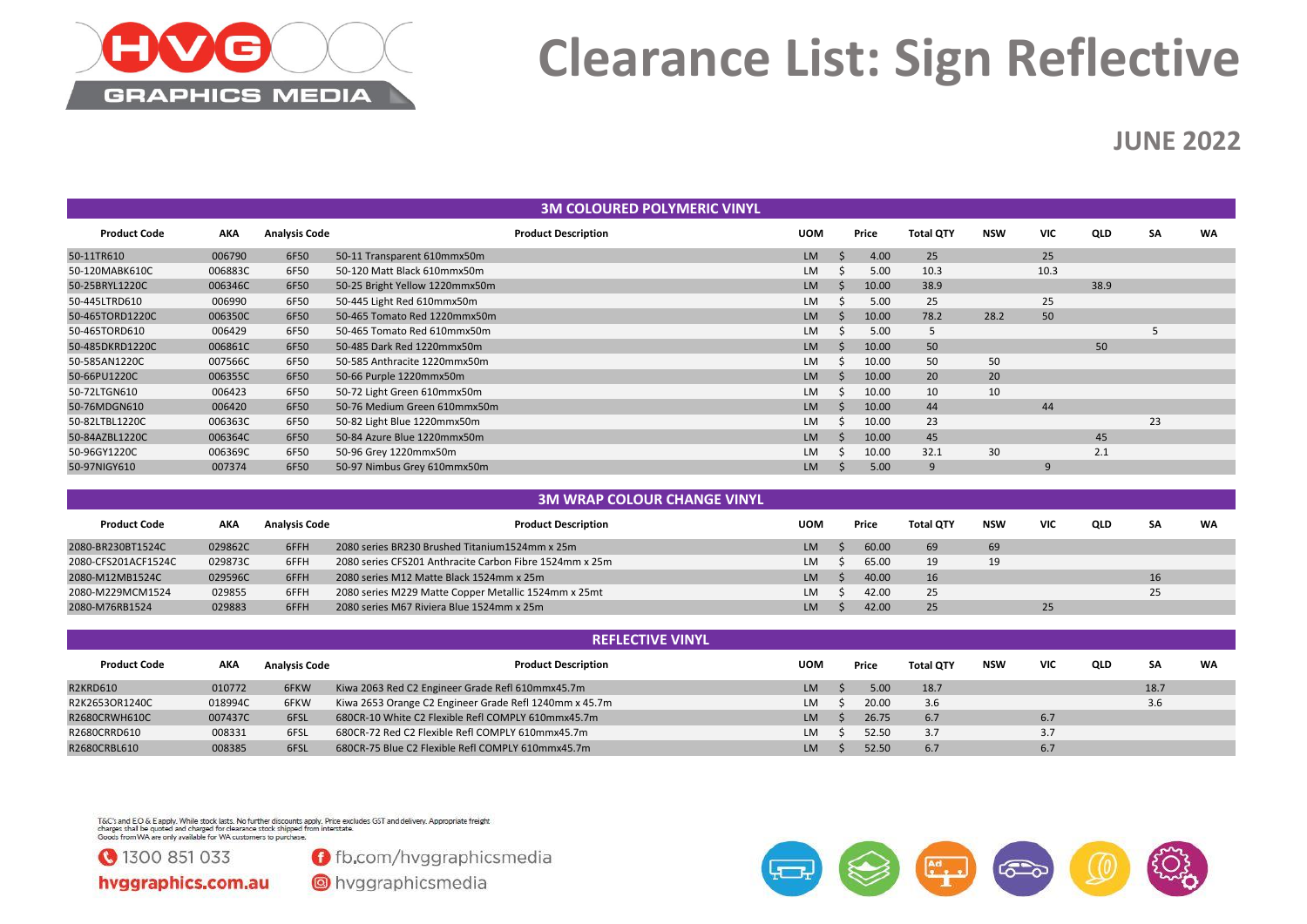# Clearance List: Sign Reflective

**JUNE 2022**

## 3M COLOURED POLYMERIC VINYL

| Product Code | AKA | Analysis Code | Product Description | UOM | Price | Total QTY | NSW | VIC | QLD | SA | WA |
|---|---|---|---|---|---|---|---|---|---|---|---|
| 50-11TR610 | 006790 | 6F50 | 50-11 Transparent 610mmx50m | LM | $ 4.00 | 25 | | 25 | | | |
| 50-120MABK610C | 006883C | 6F50 | 50-120 Matt Black 610mmx50m | LM | $ 5.00 | 10.3 | | 10.3 | | | |
| 50-25BRYL1220C | 006346C | 6F50 | 50-25 Bright Yellow 1220mmx50m | LM | $ 10.00 | 38.9 | | | 38.9 | | |
| 50-445LTRD610 | 006990 | 6F50 | 50-445 Light Red 610mmx50m | LM | $ 5.00 | 25 | | 25 | | | |
| 50-465TORD1220C | 006350C | 6F50 | 50-465 Tomato Red 1220mmx50m | LM | $ 10.00 | 78.2 | 28.2 | 50 | | | |
| 50-465TORD610 | 006429 | 6F50 | 50-465 Tomato Red 610mmx50m | LM | $ 5.00 | 5 | | | | 5 | |
| 50-485DKRD1220C | 006861C | 6F50 | 50-485 Dark Red 1220mmx50m | LM | $ 10.00 | 50 | | | 50 | | |
| 50-585AN1220C | 007566C | 6F50 | 50-585 Anthracite 1220mmx50m | LM | $ 10.00 | 50 | 50 | | | | |
| 50-66PU1220C | 006355C | 6F50 | 50-66 Purple 1220mmx50m | LM | $ 10.00 | 20 | 20 | | | | |
| 50-72LTGN610 | 006423 | 6F50 | 50-72 Light Green 610mmx50m | LM | $ 10.00 | 10 | 10 | | | | |
| 50-76MDGN610 | 006420 | 6F50 | 50-76 Medium Green 610mmx50m | LM | $ 10.00 | 44 | | 44 | | | |
| 50-82LTBL1220C | 006363C | 6F50 | 50-82 Light Blue 1220mmx50m | LM | $ 10.00 | 23 | | | | 23 | |
| 50-84AZBL1220C | 006364C | 6F50 | 50-84 Azure Blue 1220mmx50m | LM | $ 10.00 | 45 | | | 45 | | |
| 50-96GY1220C | 006369C | 6F50 | 50-96 Grey 1220mmx50m | LM | $ 10.00 | 32.1 | 30 | | 2.1 | | |
| 50-97NIGY610 | 007374 | 6F50 | 50-97 Nimbus Grey 610mmx50m | LM | $ 5.00 | 9 | | 9 | | | |

## 3M WRAP COLOUR CHANGE VINYL

| Product Code | AKA | Analysis Code | Product Description | UOM | Price | Total QTY | NSW | VIC | QLD | SA | WA |
|---|---|---|---|---|---|---|---|---|---|---|---|
| 2080-BR230BT1524C | 029862C | 6FFH | 2080 series BR230 Brushed Titanium1524mm x 25m | LM | $ 60.00 | 69 | 69 | | | | |
| 2080-CFS201ACF1524C | 029873C | 6FFH | 2080 series CFS201 Anthracite Carbon Fibre 1524mm x 25m | LM | $ 65.00 | 19 | 19 | | | | |
| 2080-M12MB1524C | 029596C | 6FFH | 2080 series M12 Matte Black 1524mm x 25m | LM | $ 40.00 | 16 | | | | 16 | |
| 2080-M229MCM1524 | 029855 | 6FFH | 2080 series M229 Matte Copper Metallic 1524mm x 25mt | LM | $ 42.00 | 25 | | | | 25 | |
| 2080-M76RB1524 | 029883 | 6FFH | 2080 series M67 Riviera Blue 1524mm x 25m | LM | $ 42.00 | 25 | | 25 | | | |

## REFLECTIVE VINYL

| Product Code | AKA | Analysis Code | Product Description | UOM | Price | Total QTY | NSW | VIC | QLD | SA | WA |
|---|---|---|---|---|---|---|---|---|---|---|---|
| R2KRD610 | 010772 | 6FKW | Kiwa 2063 Red C2 Engineer Grade Refl 610mmx45.7m | LM | $ 5.00 | 18.7 | | | | 18.7 | |
| R2K2653OR1240C | 018994C | 6FKW | Kiwa 2653 Orange C2 Engineer Grade Refl 1240mm x 45.7m | LM | $ 20.00 | 3.6 | | | | 3.6 | |
| R2680CRWH610C | 007437C | 6FSL | 680CR-10 White C2 Flexible Refl COMPLY 610mmx45.7m | LM | $ 26.75 | 6.7 | | 6.7 | | | |
| R2680CRRD610 | 008331 | 6FSL | 680CR-72 Red C2 Flexible Refl COMPLY 610mmx45.7m | LM | $ 52.50 | 3.7 | | 3.7 | | | |
| R2680CRBL610 | 008385 | 6FSL | 680CR-75 Blue C2 Flexible Refl COMPLY 610mmx45.7m | LM | $ 52.50 | 6.7 | | 6.7 | | | |

T&C's and EO & E apply. While stock lasts. No further discounts apply. Price excludes GST and delivery. Appropriate freight charges shall be quoted and charged for clearance stock shipped from interstate.
Goods from WA are only available for WA customers to purchase.

1300 851 033
hvggraphics.com.au
fb.com/hvggraphicsmedia
hvggraphicsmedia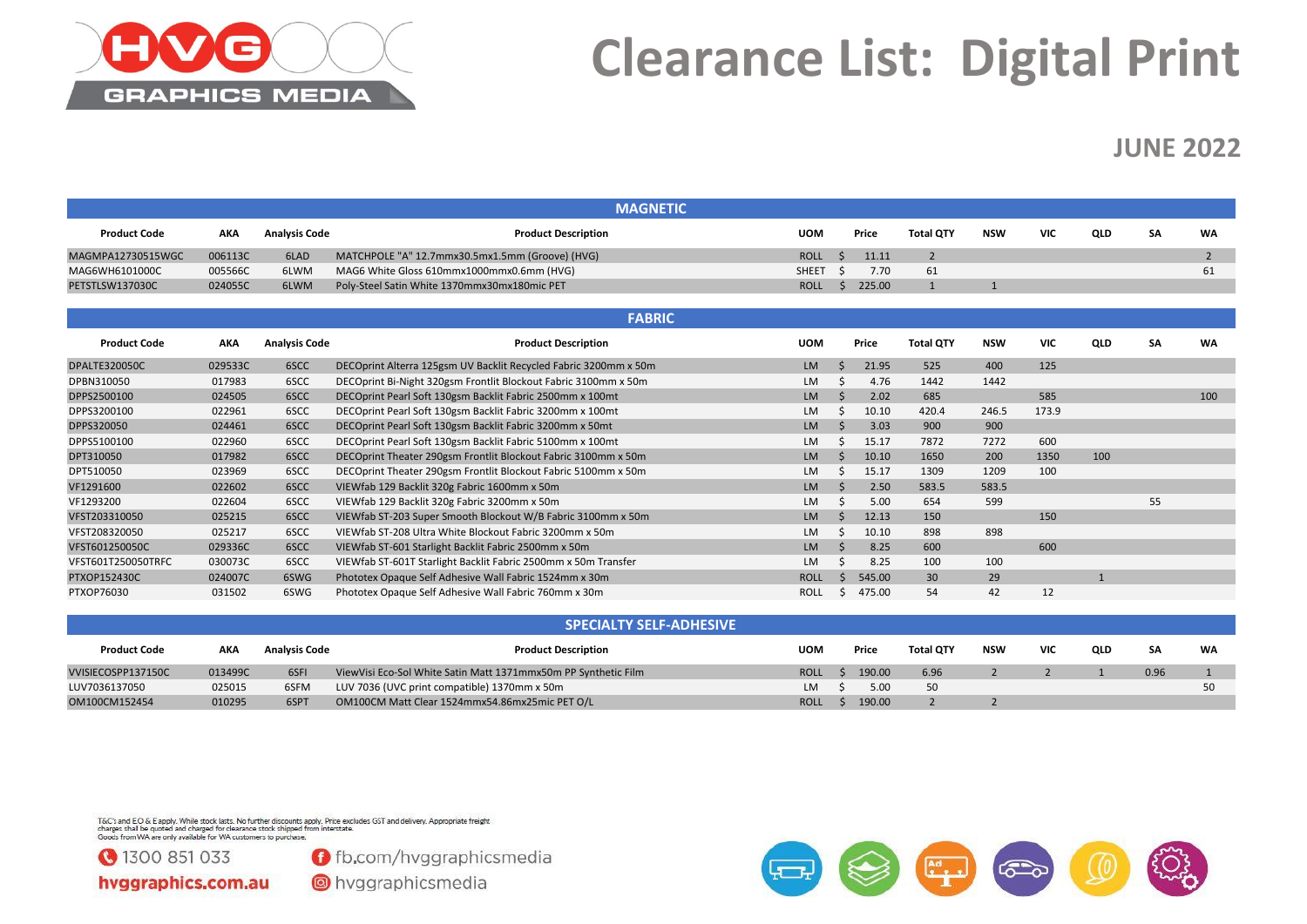# Clearance List: Digital Print

**JUNE 2022**

## MAGNETIC

| Product Code | AKA | Analysis Code | Product Description | UOM | Price | Total QTY | NSW | VIC | QLD | SA | WA |
|---|---|---|---|---|---|---|---|---|---|---|---|
| MAGMPA12730515WGC | 006113C | 6LAD | MATCHPOLE "A" 12.7mmx30.5mx1.5mm (Groove) (HVG) | ROLL | $ 11.11 | 2 | | | | | 2 |
| MAG6WH6101000C | 005566C | 6LWM | MAG6 White Gloss 610mmx1000mmx0.6mm (HVG) | SHEET | $ 7.70 | 61 | | | | | 61 |
| PETSTLSW137030C | 024055C | 6LWM | Poly-Steel Satin White 1370mmx30mx180mic PET | ROLL | $ 225.00 | 1 | 1 | | | | |

## FABRIC

| Product Code | AKA | Analysis Code | Product Description | UOM | Price | Total QTY | NSW | VIC | QLD | SA | WA |
|---|---|---|---|---|---|---|---|---|---|---|---|
| DPALTE320050C | 029533C | 6SCC | DECOprint Alterra 125gsm UV Backlit Recycled Fabric 3200mm x 50m | LM | $ 21.95 | 525 | 400 | 125 | | | |
| DPBN310050 | 017983 | 6SCC | DECOprint Bi-Night 320gsm Frontlit Blockout Fabric 3100mm x 50m | LM | $ 4.76 | 1442 | 1442 | | | | |
| DPPS2500100 | 024505 | 6SCC | DECOprint Pearl Soft 130gsm Backlit Fabric 2500mm x 100mt | LM | $ 2.02 | 685 | | 585 | | | 100 |
| DPPS3200100 | 022961 | 6SCC | DECOprint Pearl Soft 130gsm Backlit Fabric 3200mm x 100mt | LM | $ 10.10 | 420.4 | 246.5 | 173.9 | | | |
| DPPS320050 | 024461 | 6SCC | DECOprint Pearl Soft 130gsm Backlit Fabric 3200mm x 50mt | LM | $ 3.03 | 900 | 900 | | | | |
| DPPS5100100 | 022960 | 6SCC | DECOprint Pearl Soft 130gsm Backlit Fabric 5100mm x 100mt | LM | $ 15.17 | 7872 | 7272 | 600 | | | |
| DPT310050 | 017982 | 6SCC | DECOprint Theater 290gsm Frontlit Blockout Fabric 3100mm x 50m | LM | $ 10.10 | 1650 | 200 | 1350 | 100 | | |
| DPT510050 | 023969 | 6SCC | DECOprint Theater 290gsm Frontlit Blockout Fabric 5100mm x 50m | LM | $ 15.17 | 1309 | 1209 | 100 | | | |
| VF1291600 | 022602 | 6SCC | VIEWfab 129 Backlit 320g Fabric 1600mm x 50m | LM | $ 2.50 | 583.5 | 583.5 | | | | |
| VF1293200 | 022604 | 6SCC | VIEWfab 129 Backlit 320g Fabric 3200mm x 50m | LM | $ 5.00 | 654 | 599 | | | 55 | |
| VFST203310050 | 025215 | 6SCC | VIEWfab ST-203 Super Smooth Blockout W/B Fabric 3100mm x 50m | LM | $ 12.13 | 150 | | 150 | | | |
| VFST208320050 | 025217 | 6SCC | VIEWfab ST-208 Ultra White Blockout Fabric 3200mm x 50m | LM | $ 10.10 | 898 | 898 | | | | |
| VFST601250050C | 029336C | 6SCC | VIEWfab ST-601 Starlight Backlit Fabric 2500mm x 50m | LM | $ 8.25 | 600 | | 600 | | | |
| VFST601T250050TRFC | 030073C | 6SCC | VIEWfab ST-601T Starlight Backlit Fabric 2500mm x 50m Transfer | LM | $ 8.25 | 100 | 100 | | | | |
| PTXOP152430C | 024007C | 6SWG | Phototex Opaque Self Adhesive Wall Fabric 1524mm x 30m | ROLL | $ 545.00 | 30 | 29 | | 1 | | |
| PTXOP76030 | 031502 | 6SWG | Phototex Opaque Self Adhesive Wall Fabric 760mm x 30m | ROLL | $ 475.00 | 54 | 42 | 12 | | | |

## SPECIALTY SELF-ADHESIVE

| Product Code | AKA | Analysis Code | Product Description | UOM | Price | Total QTY | NSW | VIC | QLD | SA | WA |
|---|---|---|---|---|---|---|---|---|---|---|---|
| VVISIECOSPP137150C | 013499C | 6SFI | ViewVisi Eco-Sol White Satin Matt 1371mmx50m PP Synthetic Film | ROLL | $ 190.00 | 6.96 | 2 | 2 | 1 | 0.96 | 1 |
| LUV7036137050 | 025015 | 6SFM | LUV 7036 (UVC print compatible) 1370mm x 50m | LM | $ 5.00 | 50 | | | | | 50 |
| OM100CM152454 | 010295 | 6SPT | OM100CM Matt Clear 1524mmx54.86mx25mic PET O/L | ROLL | $ 190.00 | 2 | 2 | | | | |

T&C's and EO & E apply. While stock lasts. No further discounts apply. Price excludes GST and delivery. Appropriate freight charges shall be quoted and charged for clearance stock shipped from interstate.
Goods from WA are only available for WA customers to purchase.

1300 851 033

hvggraphics.com.au

fb.com/hvggraphicsmedia

hvggraphicsmedia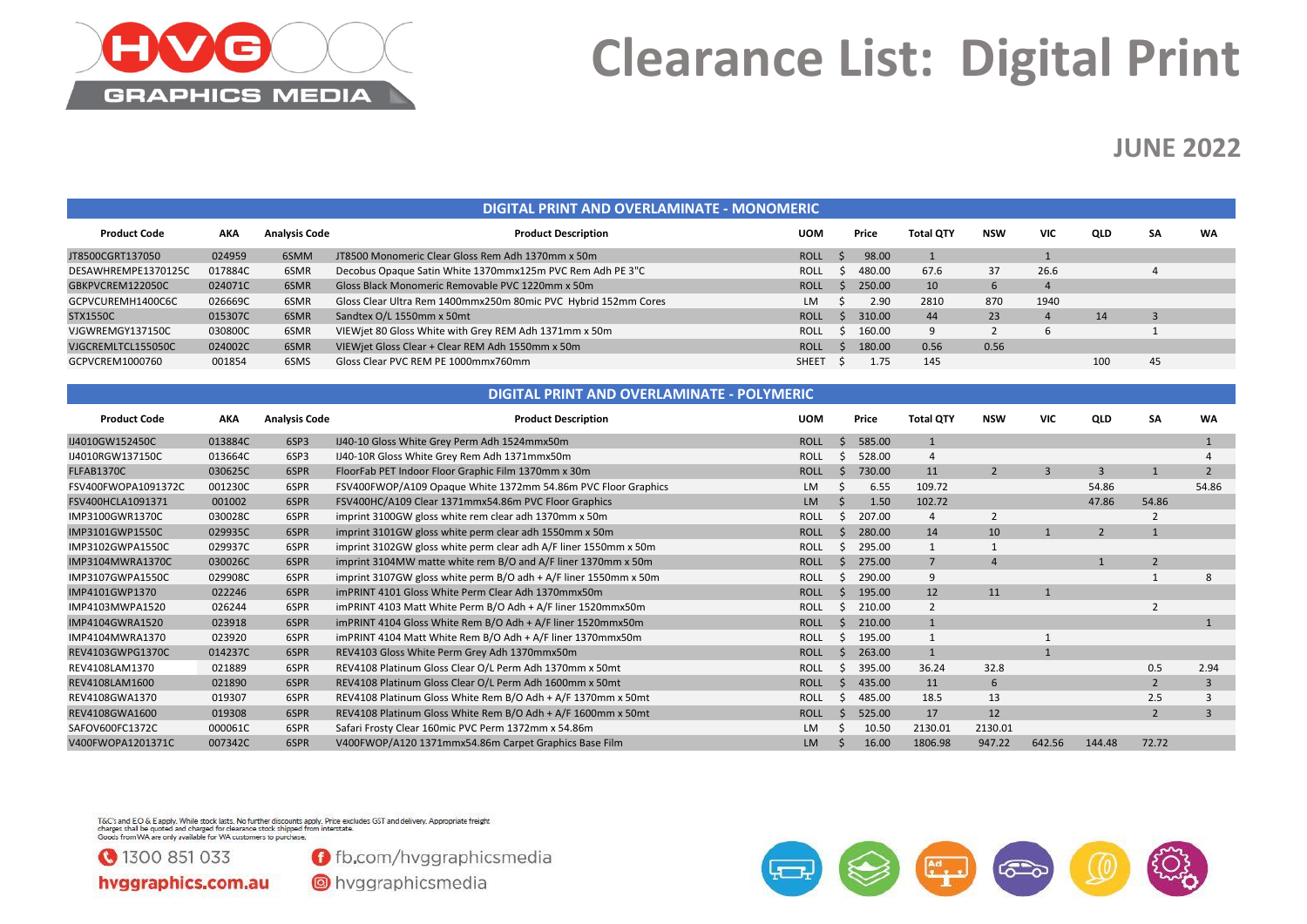# Clearance List: Digital Print

## JUNE 2022

| Product Code | AKA | Analysis Code | Product Description | UOM | Price | Total QTY | NSW | VIC | QLD | SA | WA |
|---|---|---|---|---|---|---|---|---|---|---|---|
| **DIGITAL PRINT AND OVERLAMINATE - MONOMERIC** | | | | | | | | | | | |
| JT8500CGRT137050 | 024959 | 6SMM | JT8500 Monomeric Clear Gloss Rem Adh 1370mm x 50m | ROLL | $ 98.00 | 1 | | 1 | | | |
| DESAWHREMPE1370125C | 017884C | 6SMR | Decobus Opaque Satin White 1370mmx125m PVC Rem Adh PE 3"C | ROLL | $ 480.00 | 67.6 | 37 | 26.6 | | 4 | |
| GBKPVCREM122050C | 024071C | 6SMR | Gloss Black Monomeric Removable PVC 1220mm x 50m | ROLL | $ 250.00 | 10 | 6 | 4 | | | |
| GCPVCUREMH1400C6C | 026669C | 6SMR | Gloss Clear Ultra Rem 1400mmx250m 80mic PVC Hybrid 152mm Cores | LM | $ 2.90 | 2810 | 870 | 1940 | | | |
| STX1550C | 015307C | 6SMR | Sandtex O/L 1550mm x 50mt | ROLL | $ 310.00 | 44 | 23 | 4 | 14 | 3 | |
| VJGWREMGY137150C | 030800C | 6SMR | VIEWjet 80 Gloss White with Grey REM Adh 1371mm x 50m | ROLL | $ 160.00 | 9 | 2 | 6 | | 1 | |
| VJGCREMLTCL155050C | 024002C | 6SMR | VIEWjet Gloss Clear + Clear REM Adh 1550mm x 50m | ROLL | $ 180.00 | 0.56 | 0.56 | | | | |
| GCPVCREM1000760 | 001854 | 6SMS | Gloss Clear PVC REM PE 1000mmx760mm | SHEET | $ 1.75 | 145 | | | 100 | 45 | |

| Product Code | AKA | Analysis Code | Product Description | UOM | Price | Total QTY | NSW | VIC | QLD | SA | WA |
|---|---|---|---|---|---|---|---|---|---|---|---|
| **DIGITAL PRINT AND OVERLAMINATE - POLYMERIC** | | | | | | | | | | | |
| IJ4010GW152450C | 013884C | 6SP3 | IJ40-10 Gloss White Grey Perm Adh 1524mmx50m | ROLL | $ 585.00 | 1 | | | | | 1 |
| IJ4010RGW137150C | 013664C | 6SP3 | IJ40-10R Gloss White Grey Rem Adh 1371mmx50m | ROLL | $ 528.00 | 4 | | | | | 4 |
| FLFAB1370C | 030625C | 6SPR | FloorFab PET Indoor Floor Graphic Film 1370mm x 30m | ROLL | $ 730.00 | 11 | 2 | 3 | 3 | 1 | 2 |
| FSV400FWOPA1091372C | 001230C | 6SPR | FSV400FWOP/A109 Opaque White 1372mm 54.86m PVC Floor Graphics | LM | $ 6.55 | 109.72 | | | 54.86 | | 54.86 |
| FSV400HCLA1091371 | 001002 | 6SPR | FSV400HC/A109 Clear 1371mmx54.86m PVC Floor Graphics | LM | $ 1.50 | 102.72 | | | 47.86 | 54.86 | |
| IMP3100GWR1370C | 030028C | 6SPR | imprint 3100GW gloss white rem clear adh 1370mm x 50m | ROLL | $ 207.00 | 4 | 2 | | | 2 | |
| IMP3101GWP1550C | 029935C | 6SPR | imprint 3101GW gloss white perm clear adh 1550mm x 50m | ROLL | $ 280.00 | 14 | 10 | 1 | 2 | 1 | |
| IMP3102GWPA1550C | 029937C | 6SPR | imprint 3102GW gloss white perm clear adh A/F liner 1550mm x 50m | ROLL | $ 295.00 | 1 | 1 | | | | |
| IMP3104MWRA1370C | 030026C | 6SPR | imprint 3104MW matte white rem B/O and A/F liner 1370mm x 50m | ROLL | $ 275.00 | 7 | 4 | | 1 | 2 | |
| IMP3107GWPA1550C | 029908C | 6SPR | imprint 3107GW gloss white perm B/O adh + A/F liner 1550mm x 50m | ROLL | $ 290.00 | 9 | | | | 1 | 8 |
| IMP4101GWP1370 | 022246 | 6SPR | imPRINT 4101 Gloss White Perm Clear Adh 1370mmx50m | ROLL | $ 195.00 | 12 | 11 | 1 | | | |
| IMP4103MWPA1520 | 026244 | 6SPR | imPRINT 4103 Matt White Perm B/O Adh + A/F liner 1520mmx50m | ROLL | $ 210.00 | 2 | | | | 2 | |
| IMP4104GWRA1520 | 023918 | 6SPR | imPRINT 4104 Gloss White Rem B/O Adh + A/F liner 1520mmx50m | ROLL | $ 210.00 | 1 | | | | | 1 |
| IMP4104MWRA1370 | 023920 | 6SPR | imPRINT 4104 Matt White Rem B/O Adh + A/F liner 1370mmx50m | ROLL | $ 195.00 | 1 | | 1 | | | |
| REV4103GWPG1370C | 014237C | 6SPR | REV4103 Gloss White Perm Grey Adh 1370mmx50m | ROLL | $ 263.00 | 1 | | 1 | | | |
| REV4108LAM1370 | 021889 | 6SPR | REV4108 Platinum Gloss Clear O/L Perm Adh 1370mm x 50mt | ROLL | $ 395.00 | 36.24 | 32.8 | | | 0.5 | 2.94 |
| REV4108LAM1600 | 021890 | 6SPR | REV4108 Platinum Gloss Clear O/L Perm Adh 1600mm x 50mt | ROLL | $ 435.00 | 11 | 6 | | | 2 | 3 |
| REV4108GWA1370 | 019307 | 6SPR | REV4108 Platinum Gloss White Rem B/O Adh + A/F 1370mm x 50mt | ROLL | $ 485.00 | 18.5 | 13 | | | 2.5 | 3 |
| REV4108GWA1600 | 019308 | 6SPR | REV4108 Platinum Gloss White Rem B/O Adh + A/F 1600mm x 50mt | ROLL | $ 525.00 | 17 | 12 | | | 2 | 3 |
| SAFOV600FC1372C | 000061C | 6SPR | Safari Frosty Clear 160mic PVC Perm 1372mm x 54.86m | LM | $ 10.50 | 2130.01 | 2130.01 | | | | |
| V400FWOPA1201371C | 007342C | 6SPR | V400FWOP/A120 1371mmx54.86m Carpet Graphics Base Film | LM | $ 16.00 | 1806.98 | 947.22 | 642.56 | 144.48 | 72.72 | |

T&C's and EO & E apply. While stock lasts. No further discounts apply. Price excludes GST and delivery. Appropriate freight charges shall be quoted and charged for clearance stock shipped from interstate.
Goods from WA are only available for WA customers to purchase.

1300 851 033

hvggraphics.com.au

fb.com/hvggraphicsmedia

hvggraphicsmedia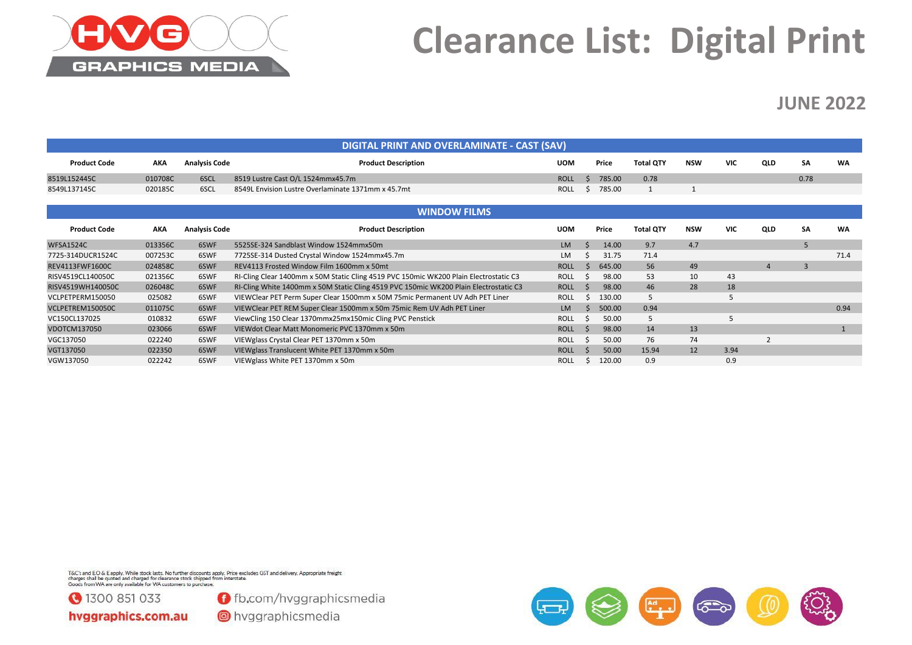# Clearance List: Digital Print

**JUNE 2022**

| Product Code | AKA | Analysis Code | Product Description | UOM | Price | Total QTY | NSW | VIC | QLD | SA | WA |
|---|---|---|---|---|---|---|---|---|---|---|---|
| **DIGITAL PRINT AND OVERLAMINATE - CAST (SAV)** | | | | | | | | | | | |
| 8519L152445C | 010708C | 6SCL | 8519 Lustre Cast O/L 1524mmx45.7m | ROLL | $ 785.00 | 0.78 | | | | 0.78 | |
| 8549L137145C | 020185C | 6SCL | 8549L Envision Lustre Overlaminate 1371mm x 45.7mt | ROLL | $ 785.00 | 1 | 1 | | | | |

| Product Code | AKA | Analysis Code | Product Description | UOM | Price | Total QTY | NSW | VIC | QLD | SA | WA |
|---|---|---|---|---|---|---|---|---|---|---|---|
| **WINDOW FILMS** | | | | | | | | | | | |
| WFSA1524C | 013356C | 6SWF | 5525SE-324 Sandblast Window 1524mmx50m | LM | $ 14.00 | 9.7 | 4.7 | | | 5 | |
| 7725-314DUCR1524C | 007253C | 6SWF | 7725SE-314 Dusted Crystal Window 1524mmx45.7m | LM | $ 31.75 | 71.4 | | | | | 71.4 |
| REV4113FWF1600C | 024858C | 6SWF | REV4113 Frosted Window Film 1600mm x 50mt | ROLL | $ 645.00 | 56 | 49 | | 4 | 3 | |
| RISV4519CL140050C | 021356C | 6SWF | RI-Cling Clear 1400mm x 50M Static Cling 4519 PVC 150mic WK200 Plain Electrostatic C3 | ROLL | $ 98.00 | 53 | 10 | 43 | | | |
| RISV4519WH140050C | 026048C | 6SWF | RI-Cling White 1400mm x 50M Static Cling 4519 PVC 150mic WK200 Plain Electrostatic C3 | ROLL | $ 98.00 | 46 | 28 | 18 | | | |
| VCLPETPERM150050 | 025082 | 6SWF | VIEWClear PET Perm Super Clear 1500mm x 50M 75mic Permanent UV Adh PET Liner | ROLL | $ 130.00 | 5 | | 5 | | | |
| VCLPETREM150050C | 011075C | 6SWF | VIEWClear PET REM Super Clear 1500mm x 50m 75mic Rem UV Adh PET Liner | LM | $ 500.00 | 0.94 | | | | | 0.94 |
| VC150CL137025 | 010832 | 6SWF | ViewCling 150 Clear 1370mmx25mx150mic Cling PVC Penstick | ROLL | $ 50.00 | 5 | | 5 | | | |
| VDOTCM137050 | 023066 | 6SWF | VIEWdot Clear Matt Monomeric PVC 1370mm x 50m | ROLL | $ 98.00 | 14 | 13 | | | | 1 |
| VGC137050 | 022240 | 6SWF | VIEWglass Crystal Clear PET 1370mm x 50m | ROLL | $ 50.00 | 76 | 74 | | 2 | | |
| VGT137050 | 022350 | 6SWF | VIEWglass Translucent White PET 1370mm x 50m | ROLL | $ 50.00 | 15.94 | 12 | 3.94 | | | |
| VGW137050 | 022242 | 6SWF | VIEWglass White PET 1370mm x 50m | ROLL | $ 120.00 | 0.9 | | 0.9 | | | |

T&C's and EO & E apply. While stock lasts. No further discounts apply. Price excludes GST and delivery. Appropriate freight charges shall be quoted and charged for clearance stock shipped from interstate.
Goods from WA are only available for WA customers to purchase.

1300 851 033
hvggraphics.com.au
fb.com/hvggraphicsmedia
hvggraphicsmedia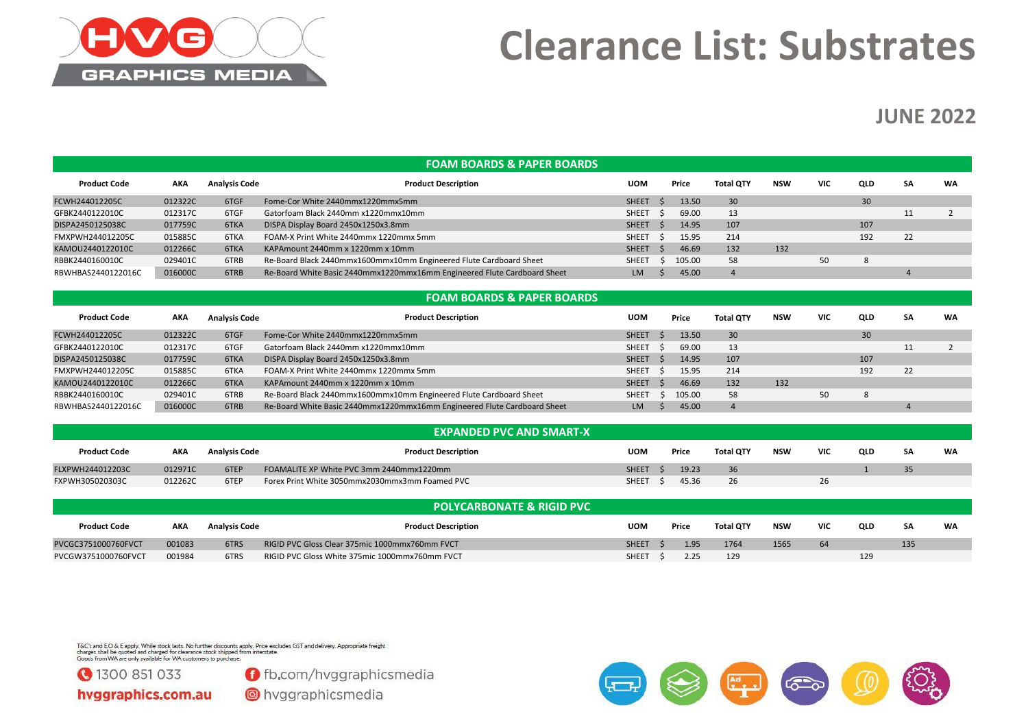# Clearance List: Substrates

## JUNE 2022

**FOAM BOARDS & PAPER BOARDS**

| Product Code | AKA | Analysis Code | Product Description | UOM | Price | Total QTY | NSW | VIC | QLD | SA | WA |
|---|---|---|---|---|---|---|---|---|---|---|---|
| FCWH244012205C | 012322C | 6TGF | Fome-Cor White 2440mmx1220mmx5mm | SHEET | $ 13.50 | 30 | | | 30 | | |
| GFBK2440122010C | 012317C | 6TGF | Gatorfoam Black 2440mm x1220mmx10mm | SHEET | $ 69.00 | 13 | | | | 11 | 2 |
| DISPA2450125038C | 017759C | 6TKA | DISPA Display Board 2450x1250x3.8mm | SHEET | $ 14.95 | 107 | | | 107 | | |
| FMXPWH244012205C | 015885C | 6TKA | FOAM-X Print White 2440mmx 1220mmx 5mm | SHEET | $ 15.95 | 214 | | | 192 | 22 | |
| KAMOU2440122010C | 012266C | 6TKA | KAPAmount 2440mm x 1220mm x 10mm | SHEET | $ 46.69 | 132 | 132 | | | | |
| RBBK2440160010C | 029401C | 6TRB | Re-Board Black 2440mmx1600mmx10mm Engineered Flute Cardboard Sheet | SHEET | $ 105.00 | 58 | | 50 | 8 | | |
| RBWHBAS2440122016C | 016000C | 6TRB | Re-Board White Basic 2440mmx1220mmx16mm Engineered Flute Cardboard Sheet | LM | $ 45.00 | 4 | | | | 4 | |

**FOAM BOARDS & PAPER BOARDS**

| Product Code | AKA | Analysis Code | Product Description | UOM | Price | Total QTY | NSW | VIC | QLD | SA | WA |
|---|---|---|---|---|---|---|---|---|---|---|---|
| FCWH244012205C | 012322C | 6TGF | Fome-Cor White 2440mmx1220mmx5mm | SHEET | $ 13.50 | 30 | | | 30 | | |
| GFBK2440122010C | 012317C | 6TGF | Gatorfoam Black 2440mm x1220mmx10mm | SHEET | $ 69.00 | 13 | | | | 11 | 2 |
| DISPA2450125038C | 017759C | 6TKA | DISPA Display Board 2450x1250x3.8mm | SHEET | $ 14.95 | 107 | | | 107 | | |
| FMXPWH244012205C | 015885C | 6TKA | FOAM-X Print White 2440mmx 1220mmx 5mm | SHEET | $ 15.95 | 214 | | | 192 | 22 | |
| KAMOU2440122010C | 012266C | 6TKA | KAPAmount 2440mm x 1220mm x 10mm | SHEET | $ 46.69 | 132 | 132 | | | | |
| RBBK2440160010C | 029401C | 6TRB | Re-Board Black 2440mmx1600mmx10mm Engineered Flute Cardboard Sheet | SHEET | $ 105.00 | 58 | | 50 | 8 | | |
| RBWHBAS2440122016C | 016000C | 6TRB | Re-Board White Basic 2440mmx1220mmx16mm Engineered Flute Cardboard Sheet | LM | $ 45.00 | 4 | | | | 4 | |

**EXPANDED PVC AND SMART-X**

| Product Code | AKA | Analysis Code | Product Description | UOM | Price | Total QTY | NSW | VIC | QLD | SA | WA |
|---|---|---|---|---|---|---|---|---|---|---|---|
| FLXPWH244012203C | 012971C | 6TEP | FOAMALITE XP White PVC 3mm 2440mmx1220mm | SHEET | $ 19.23 | 36 | | | 1 | 35 | |
| FXPWH305020303C | 012262C | 6TEP | Forex Print White 3050mmx2030mmx3mm Foamed PVC | SHEET | $ 45.36 | 26 | | 26 | | | |

**POLYCARBONATE & RIGID PVC**

| Product Code | AKA | Analysis Code | Product Description | UOM | Price | Total QTY | NSW | VIC | QLD | SA | WA |
|---|---|---|---|---|---|---|---|---|---|---|---|
| PVCGC3751000760FVCT | 001083 | 6TRS | RIGID PVC Gloss Clear 375mic 1000mmx760mm FVCT | SHEET | $ 1.95 | 1764 | 1565 | 64 | | 135 | |
| PVCGW3751000760FVCT | 001984 | 6TRS | RIGID PVC Gloss White 375mic 1000mmx760mm FVCT | SHEET | $ 2.25 | 129 | | | 129 | | |

T&C's and EO & E apply. While stock lasts. No further discounts apply. Price excludes GST and delivery. Appropriate freight charges shall be quoted and charged for clearance stock shipped from interstate.
Goods from WA are only available for WA customers to purchase.

1300 851 033

hvggraphics.com.au

fb.com/hvggraphicsmedia

hvggraphicsmedia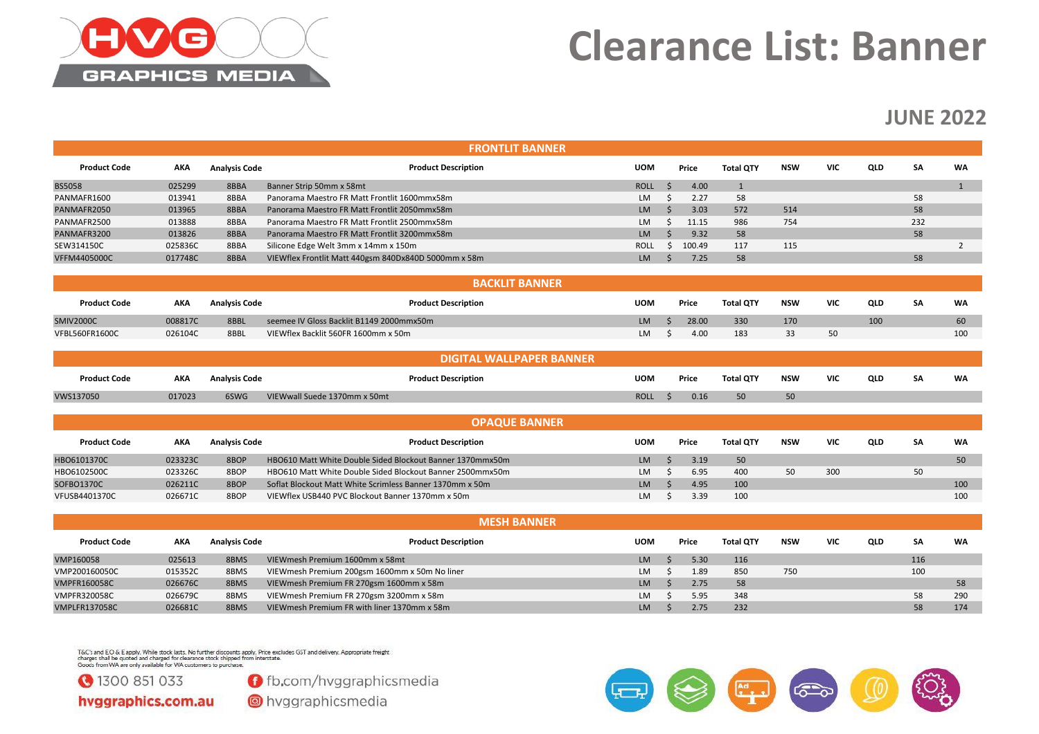# Clearance List: Banner

## JUNE 2022

### FRONTLIT BANNER

| Product Code | AKA | Analysis Code | Product Description | UOM | Price | Total QTY | NSW | VIC | QLD | SA | WA |
|---|---|---|---|---|---|---|---|---|---|---|---|
| BS5058 | 025299 | 8BBA | Banner Strip 50mm x 58mt | ROLL | $ 4.00 | 1 | | | | | 1 |
| PANMAFR1600 | 013941 | 8BBA | Panorama Maestro FR Matt Frontlit 1600mmx58m | LM | $ 2.27 | 58 | | | | 58 | |
| PANMAFR2050 | 013965 | 8BBA | Panorama Maestro FR Matt Frontlit 2050mmx58m | LM | $ 3.03 | 572 | 514 | | | 58 | |
| PANMAFR2500 | 013888 | 8BBA | Panorama Maestro FR Matt Frontlit 2500mmx58m | LM | $ 11.15 | 986 | 754 | | | 232 | |
| PANMAFR3200 | 013826 | 8BBA | Panorama Maestro FR Matt Frontlit 3200mmx58m | LM | $ 9.32 | 58 | | | | 58 | |
| SEW314150C | 025836C | 8BBA | Silicone Edge Welt 3mm x 14mm x 150m | ROLL | $ 100.49 | 117 | 115 | | | | 2 |
| VFFM4405000C | 017748C | 8BBA | VIEWflex Frontlit Matt 440gsm 840Dx840D 5000mm x 58m | LM | $ 7.25 | 58 | | | | 58 | |

### BACKLIT BANNER

| Product Code | AKA | Analysis Code | Product Description | UOM | Price | Total QTY | NSW | VIC | QLD | SA | WA |
|---|---|---|---|---|---|---|---|---|---|---|---|
| SMIV2000C | 008817C | 8BBL | seemee IV Gloss Backlit B1149 2000mmx50m | LM | $ 28.00 | 330 | 170 | | 100 | | 60 |
| VFBL560FR1600C | 026104C | 8BBL | VIEWflex Backlit 560FR 1600mm x 50m | LM | $ 4.00 | 183 | 33 | 50 | | | 100 |

### DIGITAL WALLPAPER BANNER

| Product Code | AKA | Analysis Code | Product Description | UOM | Price | Total QTY | NSW | VIC | QLD | SA | WA |
|---|---|---|---|---|---|---|---|---|---|---|---|
| VWS137050 | 017023 | 6SWG | VIEWwall Suede 1370mm x 50mt | ROLL | $ 0.16 | 50 | 50 | | | | |

### OPAQUE BANNER

| Product Code | AKA | Analysis Code | Product Description | UOM | Price | Total QTY | NSW | VIC | QLD | SA | WA |
|---|---|---|---|---|---|---|---|---|---|---|---|
| HBO6101370C | 023323C | 8BOP | HBO610 Matt White Double Sided Blockout Banner 1370mmx50m | LM | $ 3.19 | 50 | | | | | 50 |
| HBO6102500C | 023326C | 8BOP | HBO610 Matt White Double Sided Blockout Banner 2500mmx50m | LM | $ 6.95 | 400 | 50 | 300 | | 50 | |
| SOFBO1370C | 026211C | 8BOP | Soflat Blockout Matt White Scrimless Banner 1370mm x 50m | LM | $ 4.95 | 100 | | | | | 100 |
| VFUSB4401370C | 026671C | 8BOP | VIEWflex USB440 PVC Blockout Banner 1370mm x 50m | LM | $ 3.39 | 100 | | | | | 100 |

### MESH BANNER

| Product Code | AKA | Analysis Code | Product Description | UOM | Price | Total QTY | NSW | VIC | QLD | SA | WA |
|---|---|---|---|---|---|---|---|---|---|---|---|
| VMP160058 | 025613 | 8BMS | VIEWmesh Premium 1600mm x 58mt | LM | $ 5.30 | 116 | | | | 116 | |
| VMP200160050C | 015352C | 8BMS | VIEWmesh Premium 200gsm 1600mm x 50m No liner | LM | $ 1.89 | 850 | 750 | | | 100 | |
| VMPFR160058C | 026676C | 8BMS | VIEWmesh Premium FR 270gsm 1600mm x 58m | LM | $ 2.75 | 58 | | | | | 58 |
| VMPFR320058C | 026679C | 8BMS | VIEWmesh Premium FR 270gsm 3200mm x 58m | LM | $ 5.95 | 348 | | | | 58 | 290 |
| VMPLFR137058C | 026681C | 8BMS | VIEWmesh Premium FR with liner 1370mm x 58m | LM | $ 2.75 | 232 | | | | 58 | 174 |

T&C's and EO & E apply. While stock lasts. No further discounts apply. Price excludes GST and delivery. Appropriate freight charges shall be quoted and charged for clearance stock shipped from interstate.
Goods from WA are only available for WA customers to purchase.

1300 851 033

hvggraphics.com.au

fb.com/hvggraphicsmedia

hvggraphicsmedia